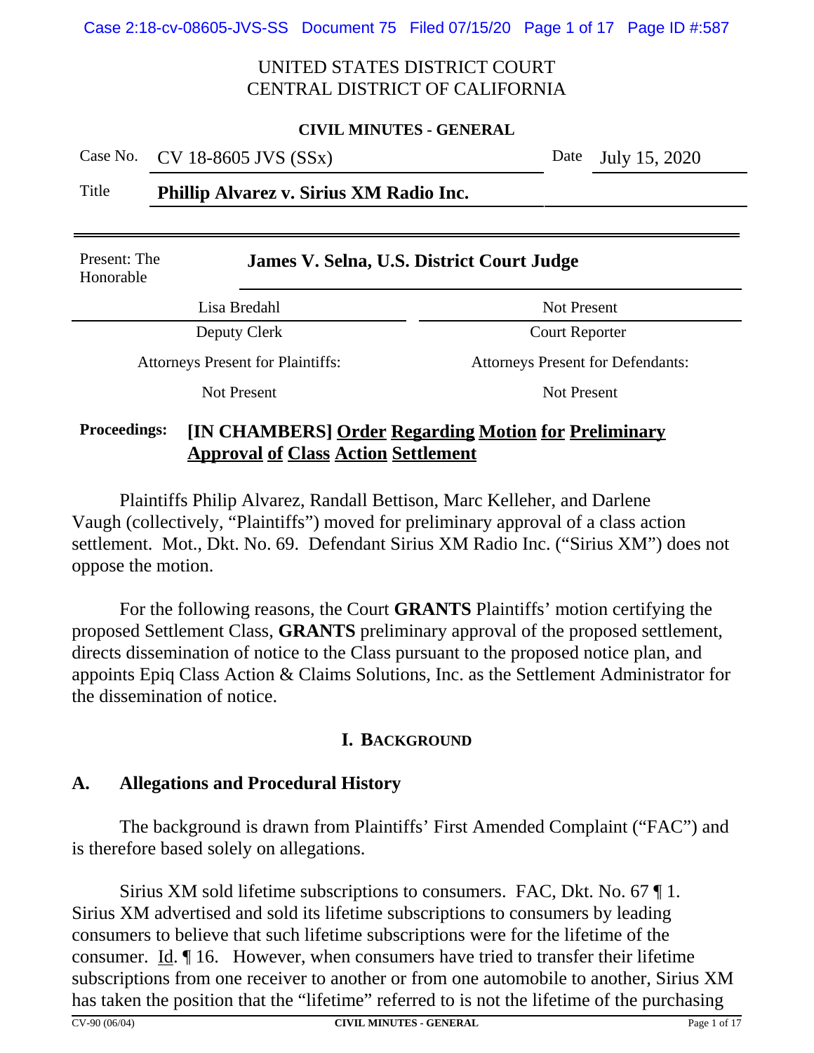UNITED STATES DISTRICT COURT
CENTRAL DISTRICT OF CALIFORNIA

**CIVIL MINUTES - GENERAL**

| | | | |
|---|---|---|---|
| Case No. | CV 18-8605 JVS (SSx) | Date | July 15, 2020 |
| Title | **Phillip Alvarez v. Sirius XM Radio Inc.** | | |

| | |
|---|---|
| Present: The Honorable | **James V. Selna, U.S. District Court Judge** |
| Lisa Bredahl | Not Present |
| Deputy Clerk | Court Reporter |
| Attorneys Present for Plaintiffs: | Attorneys Present for Defendants: |
| Not Present | Not Present |

**Proceedings:** **[IN CHAMBERS] Order Regarding Motion for Preliminary Approval of Class Action Settlement**

Plaintiffs Philip Alvarez, Randall Bettison, Marc Kelleher, and Darlene Vaugh (collectively, "Plaintiffs") moved for preliminary approval of a class action settlement. Mot., Dkt. No. 69. Defendant Sirius XM Radio Inc. ("Sirius XM") does not oppose the motion.

For the following reasons, the Court **GRANTS** Plaintiffs' motion certifying the proposed Settlement Class, **GRANTS** preliminary approval of the proposed settlement, directs dissemination of notice to the Class pursuant to the proposed notice plan, and appoints Epiq Class Action & Claims Solutions, Inc. as the Settlement Administrator for the dissemination of notice.

## I. BACKGROUND

### A. Allegations and Procedural History

The background is drawn from Plaintiffs' First Amended Complaint ("FAC") and is therefore based solely on allegations.

Sirius XM sold lifetime subscriptions to consumers. FAC, Dkt. No. 67 ¶ 1. Sirius XM advertised and sold its lifetime subscriptions to consumers by leading consumers to believe that such lifetime subscriptions were for the lifetime of the consumer. Id. ¶ 16. However, when consumers have tried to transfer their lifetime subscriptions from one receiver to another or from one automobile to another, Sirius XM has taken the position that the "lifetime" referred to is not the lifetime of the purchasing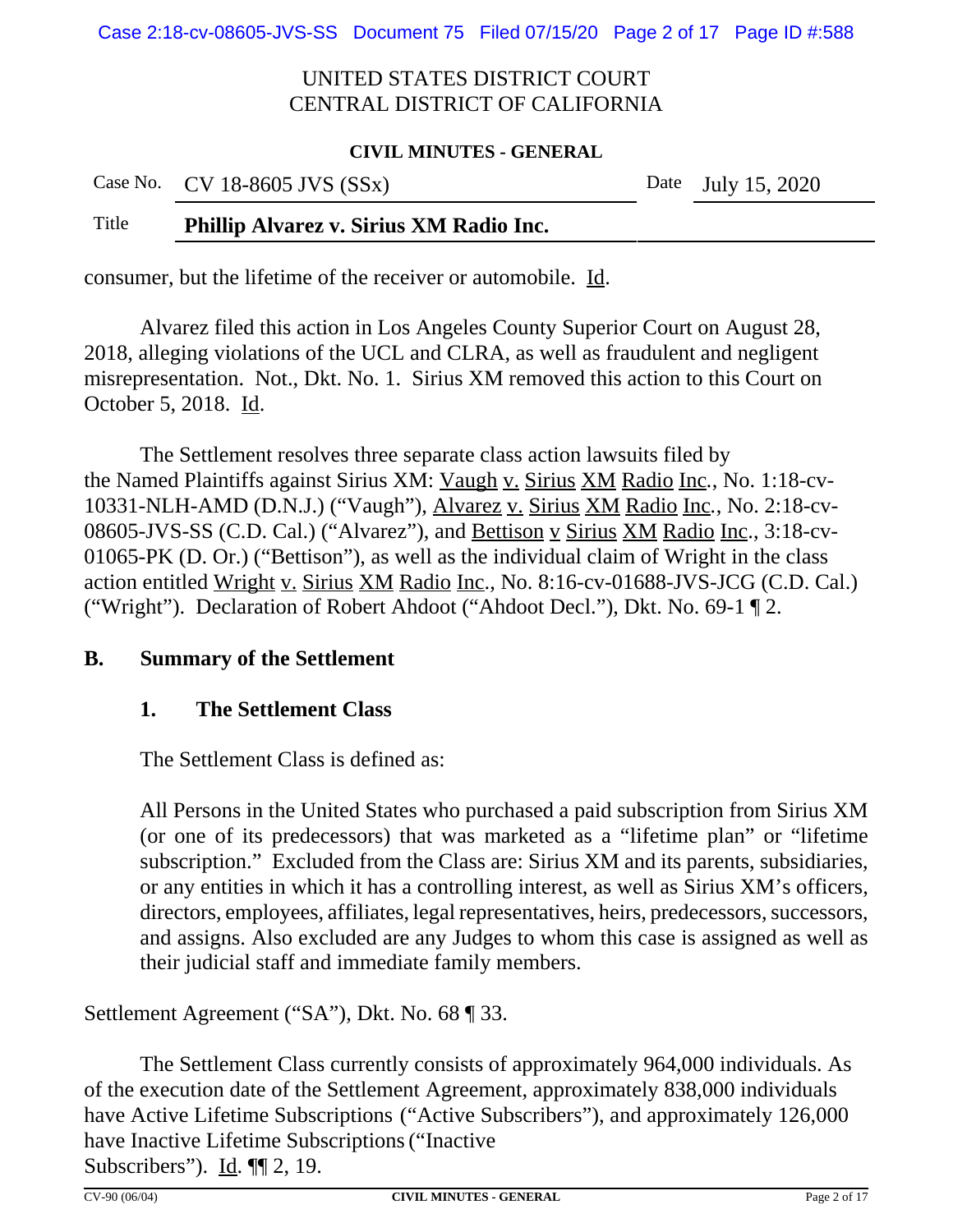consumer, but the lifetime of the receiver or automobile. Id.

Alvarez filed this action in Los Angeles County Superior Court on August 28, 2018, alleging violations of the UCL and CLRA, as well as fraudulent and negligent misrepresentation. Not., Dkt. No. 1. Sirius XM removed this action to this Court on October 5, 2018. Id.

The Settlement resolves three separate class action lawsuits filed by the Named Plaintiffs against Sirius XM: Vaugh v. Sirius XM Radio Inc., No. 1:18-cv-10331-NLH-AMD (D.N.J.) ("Vaugh"), Alvarez v. Sirius XM Radio Inc., No. 2:18-cv-08605-JVS-SS (C.D. Cal.) ("Alvarez"), and Bettison v Sirius XM Radio Inc., 3:18-cv-01065-PK (D. Or.) ("Bettison"), as well as the individual claim of Wright in the class action entitled Wright v. Sirius XM Radio Inc., No. 8:16-cv-01688-JVS-JCG (C.D. Cal.) ("Wright"). Declaration of Robert Ahdoot ("Ahdoot Decl."), Dkt. No. 69-1 ¶ 2.

## B. Summary of the Settlement

### 1. The Settlement Class

The Settlement Class is defined as:

> All Persons in the United States who purchased a paid subscription from Sirius XM (or one of its predecessors) that was marketed as a "lifetime plan" or "lifetime subscription." Excluded from the Class are: Sirius XM and its parents, subsidiaries, or any entities in which it has a controlling interest, as well as Sirius XM's officers, directors, employees, affiliates, legal representatives, heirs, predecessors, successors, and assigns. Also excluded are any Judges to whom this case is assigned as well as their judicial staff and immediate family members.

Settlement Agreement ("SA"), Dkt. No. 68 ¶ 33.

The Settlement Class currently consists of approximately 964,000 individuals. As of the execution date of the Settlement Agreement, approximately 838,000 individuals have Active Lifetime Subscriptions ("Active Subscribers"), and approximately 126,000 have Inactive Lifetime Subscriptions ("Inactive Subscribers"). Id. ¶¶ 2, 19.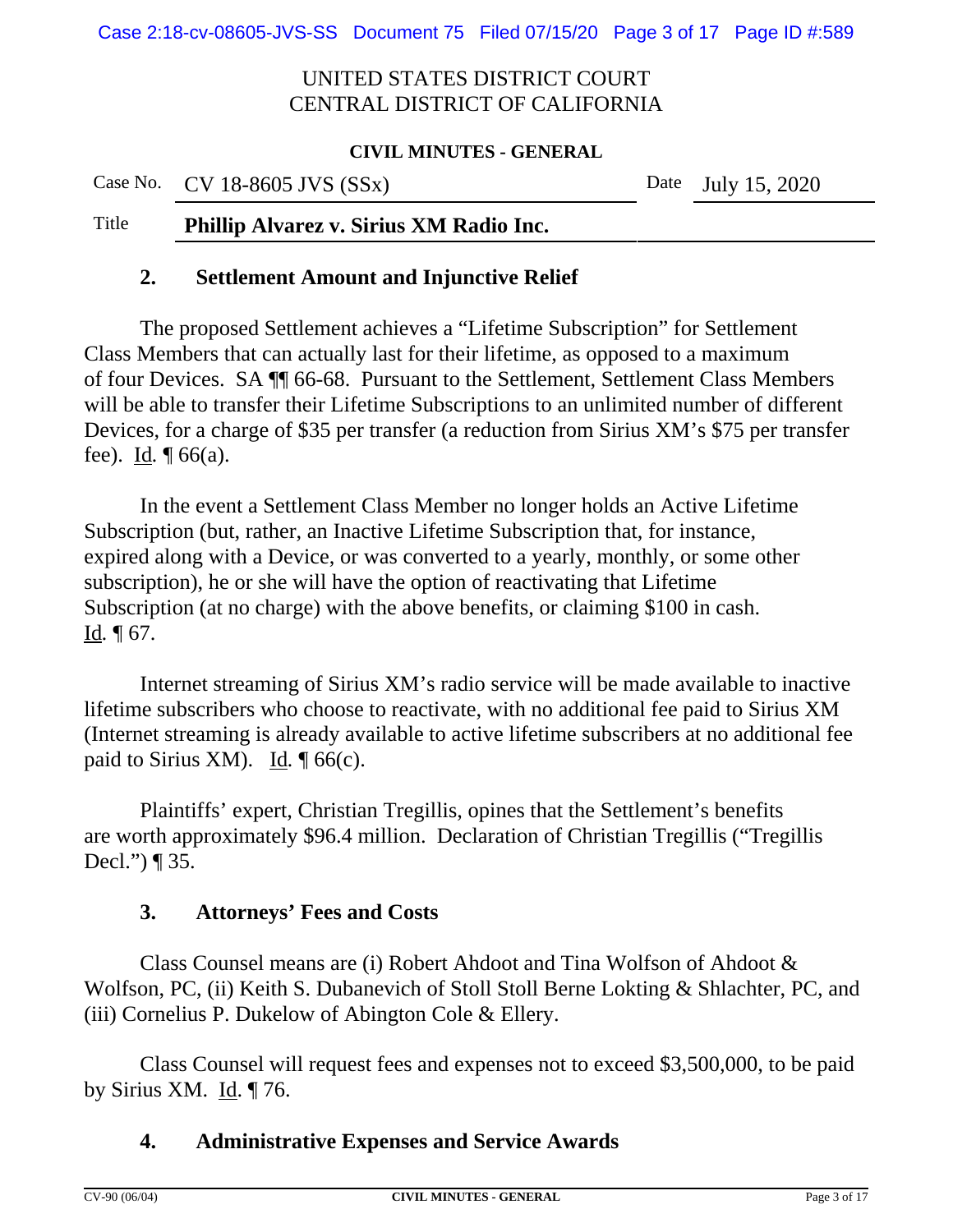UNITED STATES DISTRICT COURT
CENTRAL DISTRICT OF CALIFORNIA

**CIVIL MINUTES - GENERAL**

| Case No. | CV 18-8605 JVS (SSx) | Date | July 15, 2020 |
|---|---|---|---|
| Title | **Phillip Alvarez v. Sirius XM Radio Inc.** | | |

### 2. Settlement Amount and Injunctive Relief

The proposed Settlement achieves a "Lifetime Subscription" for Settlement Class Members that can actually last for their lifetime, as opposed to a maximum of four Devices. SA ¶¶ 66-68. Pursuant to the Settlement, Settlement Class Members will be able to transfer their Lifetime Subscriptions to an unlimited number of different Devices, for a charge of $35 per transfer (a reduction from Sirius XM's $75 per transfer fee). Id. ¶ 66(a).

In the event a Settlement Class Member no longer holds an Active Lifetime Subscription (but, rather, an Inactive Lifetime Subscription that, for instance, expired along with a Device, or was converted to a yearly, monthly, or some other subscription), he or she will have the option of reactivating that Lifetime Subscription (at no charge) with the above benefits, or claiming $100 in cash. Id. ¶ 67.

Internet streaming of Sirius XM's radio service will be made available to inactive lifetime subscribers who choose to reactivate, with no additional fee paid to Sirius XM (Internet streaming is already available to active lifetime subscribers at no additional fee paid to Sirius XM). Id. ¶ 66(c).

Plaintiffs' expert, Christian Tregillis, opines that the Settlement's benefits are worth approximately $96.4 million. Declaration of Christian Tregillis ("Tregillis Decl.") ¶ 35.

### 3. Attorneys' Fees and Costs

Class Counsel means are (i) Robert Ahdoot and Tina Wolfson of Ahdoot & Wolfson, PC, (ii) Keith S. Dubanevich of Stoll Stoll Berne Lokting & Shlachter, PC, and (iii) Cornelius P. Dukelow of Abington Cole & Ellery.

Class Counsel will request fees and expenses not to exceed $3,500,000, to be paid by Sirius XM. Id. ¶ 76.

### 4. Administrative Expenses and Service Awards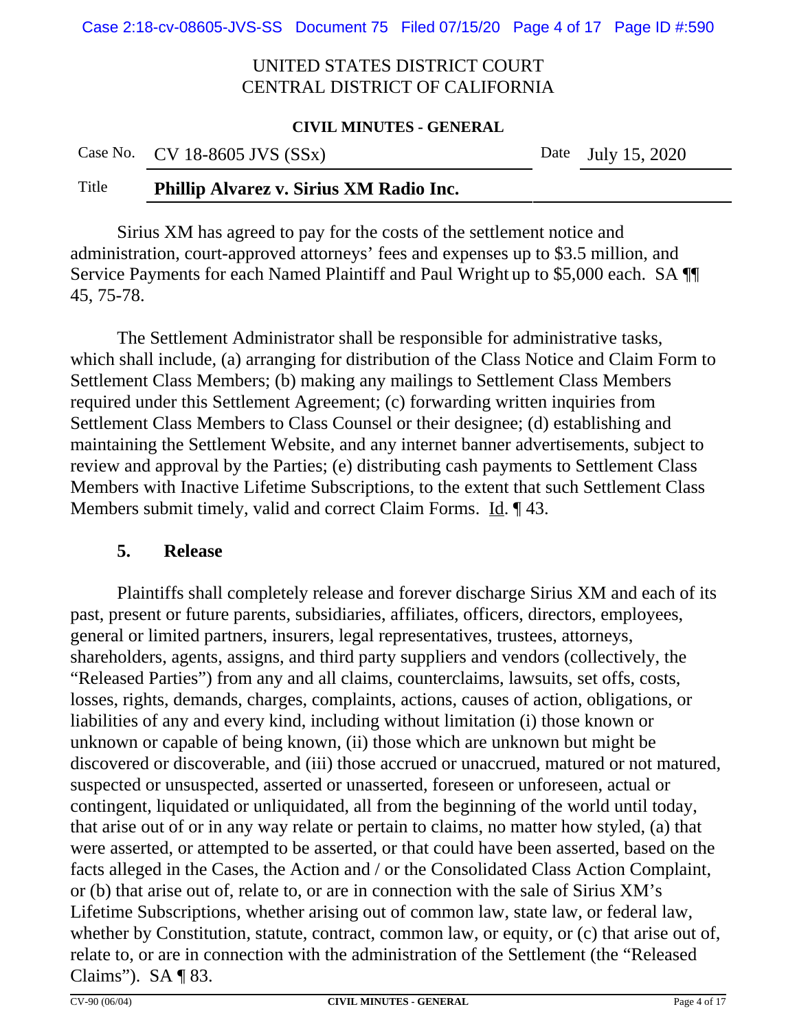Sirius XM has agreed to pay for the costs of the settlement notice and administration, court-approved attorneys' fees and expenses up to $3.5 million, and Service Payments for each Named Plaintiff and Paul Wright up to $5,000 each. SA ¶¶ 45, 75-78.

The Settlement Administrator shall be responsible for administrative tasks, which shall include, (a) arranging for distribution of the Class Notice and Claim Form to Settlement Class Members; (b) making any mailings to Settlement Class Members required under this Settlement Agreement; (c) forwarding written inquiries from Settlement Class Members to Class Counsel or their designee; (d) establishing and maintaining the Settlement Website, and any internet banner advertisements, subject to review and approval by the Parties; (e) distributing cash payments to Settlement Class Members with Inactive Lifetime Subscriptions, to the extent that such Settlement Class Members submit timely, valid and correct Claim Forms. Id. ¶ 43.

### 5. Release

Plaintiffs shall completely release and forever discharge Sirius XM and each of its past, present or future parents, subsidiaries, affiliates, officers, directors, employees, general or limited partners, insurers, legal representatives, trustees, attorneys, shareholders, agents, assigns, and third party suppliers and vendors (collectively, the "Released Parties") from any and all claims, counterclaims, lawsuits, set offs, costs, losses, rights, demands, charges, complaints, actions, causes of action, obligations, or liabilities of any and every kind, including without limitation (i) those known or unknown or capable of being known, (ii) those which are unknown but might be discovered or discoverable, and (iii) those accrued or unaccrued, matured or not matured, suspected or unsuspected, asserted or unasserted, foreseen or unforeseen, actual or contingent, liquidated or unliquidated, all from the beginning of the world until today, that arise out of or in any way relate or pertain to claims, no matter how styled, (a) that were asserted, or attempted to be asserted, or that could have been asserted, based on the facts alleged in the Cases, the Action and / or the Consolidated Class Action Complaint, or (b) that arise out of, relate to, or are in connection with the sale of Sirius XM's Lifetime Subscriptions, whether arising out of common law, state law, or federal law, whether by Constitution, statute, contract, common law, or equity, or (c) that arise out of, relate to, or are in connection with the administration of the Settlement (the "Released Claims"). SA ¶ 83.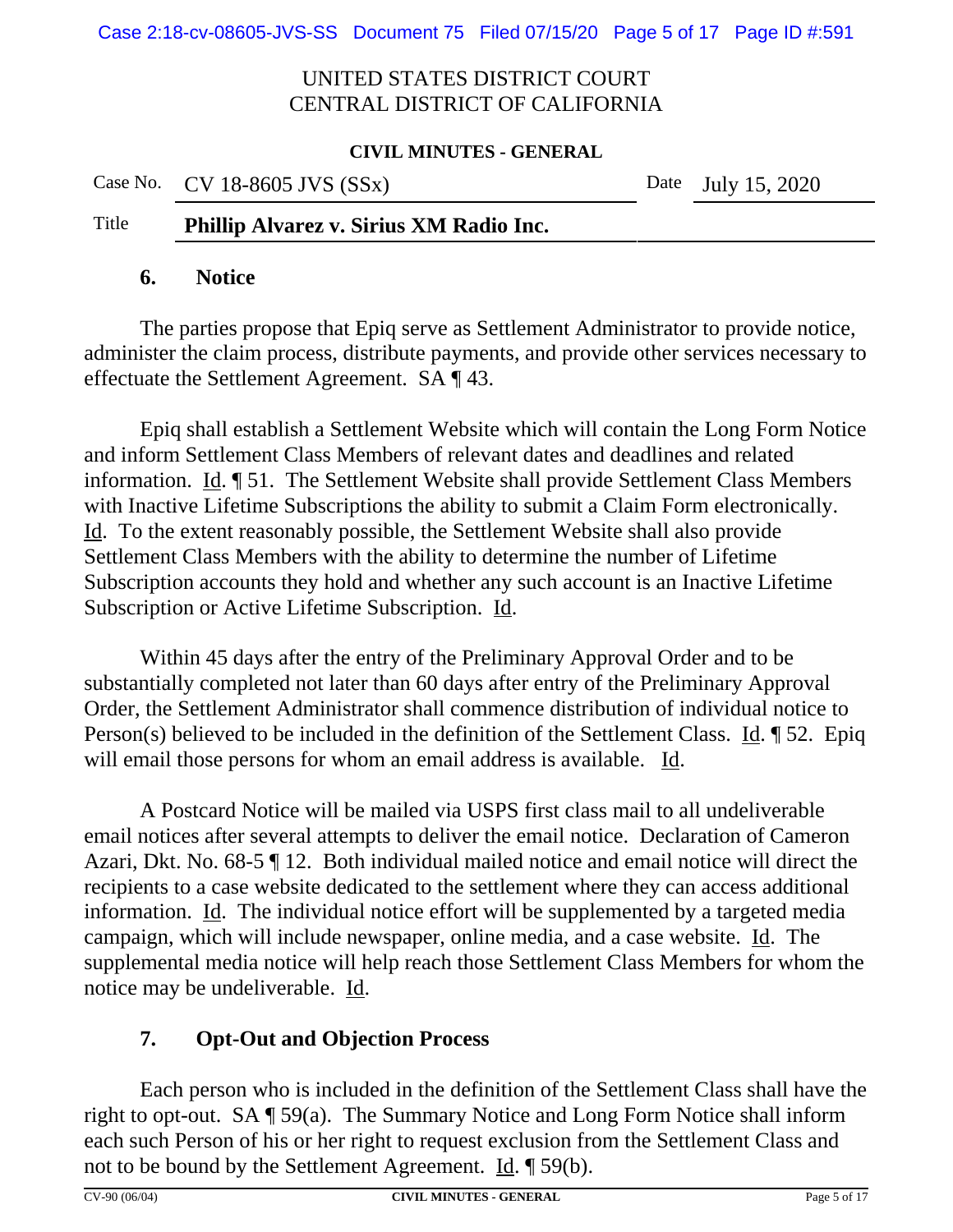### 6. Notice

The parties propose that Epiq serve as Settlement Administrator to provide notice, administer the claim process, distribute payments, and provide other services necessary to effectuate the Settlement Agreement. SA ¶ 43.

Epiq shall establish a Settlement Website which will contain the Long Form Notice and inform Settlement Class Members of relevant dates and deadlines and related information. Id. ¶ 51. The Settlement Website shall provide Settlement Class Members with Inactive Lifetime Subscriptions the ability to submit a Claim Form electronically. Id. To the extent reasonably possible, the Settlement Website shall also provide Settlement Class Members with the ability to determine the number of Lifetime Subscription accounts they hold and whether any such account is an Inactive Lifetime Subscription or Active Lifetime Subscription. Id.

Within 45 days after the entry of the Preliminary Approval Order and to be substantially completed not later than 60 days after entry of the Preliminary Approval Order, the Settlement Administrator shall commence distribution of individual notice to Person(s) believed to be included in the definition of the Settlement Class. Id. ¶ 52. Epiq will email those persons for whom an email address is available. Id.

A Postcard Notice will be mailed via USPS first class mail to all undeliverable email notices after several attempts to deliver the email notice. Declaration of Cameron Azari, Dkt. No. 68-5 ¶ 12. Both individual mailed notice and email notice will direct the recipients to a case website dedicated to the settlement where they can access additional information. Id. The individual notice effort will be supplemented by a targeted media campaign, which will include newspaper, online media, and a case website. Id. The supplemental media notice will help reach those Settlement Class Members for whom the notice may be undeliverable. Id.

### 7. Opt-Out and Objection Process

Each person who is included in the definition of the Settlement Class shall have the right to opt-out. SA ¶ 59(a). The Summary Notice and Long Form Notice shall inform each such Person of his or her right to request exclusion from the Settlement Class and not to be bound by the Settlement Agreement. Id. ¶ 59(b).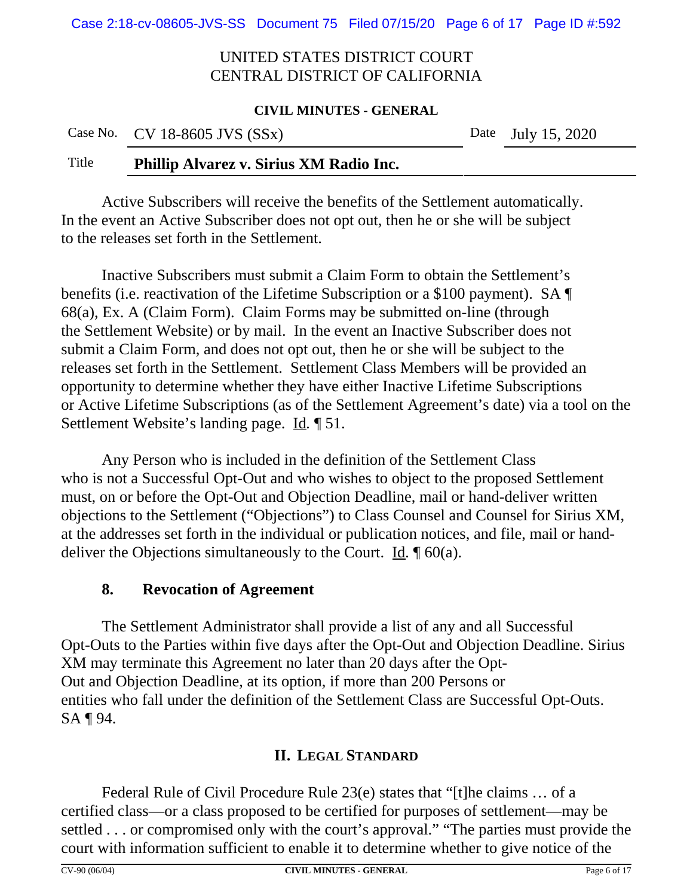Active Subscribers will receive the benefits of the Settlement automatically. In the event an Active Subscriber does not opt out, then he or she will be subject to the releases set forth in the Settlement.

Inactive Subscribers must submit a Claim Form to obtain the Settlement's benefits (i.e. reactivation of the Lifetime Subscription or a $100 payment). SA ¶ 68(a), Ex. A (Claim Form). Claim Forms may be submitted on-line (through the Settlement Website) or by mail. In the event an Inactive Subscriber does not submit a Claim Form, and does not opt out, then he or she will be subject to the releases set forth in the Settlement. Settlement Class Members will be provided an opportunity to determine whether they have either Inactive Lifetime Subscriptions or Active Lifetime Subscriptions (as of the Settlement Agreement's date) via a tool on the Settlement Website's landing page. Id. ¶ 51.

Any Person who is included in the definition of the Settlement Class who is not a Successful Opt-Out and who wishes to object to the proposed Settlement must, on or before the Opt-Out and Objection Deadline, mail or hand-deliver written objections to the Settlement ("Objections") to Class Counsel and Counsel for Sirius XM, at the addresses set forth in the individual or publication notices, and file, mail or hand-deliver the Objections simultaneously to the Court. Id. ¶ 60(a).

### 8. Revocation of Agreement

The Settlement Administrator shall provide a list of any and all Successful Opt-Outs to the Parties within five days after the Opt-Out and Objection Deadline. Sirius XM may terminate this Agreement no later than 20 days after the Opt-Out and Objection Deadline, at its option, if more than 200 Persons or entities who fall under the definition of the Settlement Class are Successful Opt-Outs. SA ¶ 94.

## II. LEGAL STANDARD

Federal Rule of Civil Procedure Rule 23(e) states that "[t]he claims … of a certified class—or a class proposed to be certified for purposes of settlement—may be settled . . . or compromised only with the court's approval." "The parties must provide the court with information sufficient to enable it to determine whether to give notice of the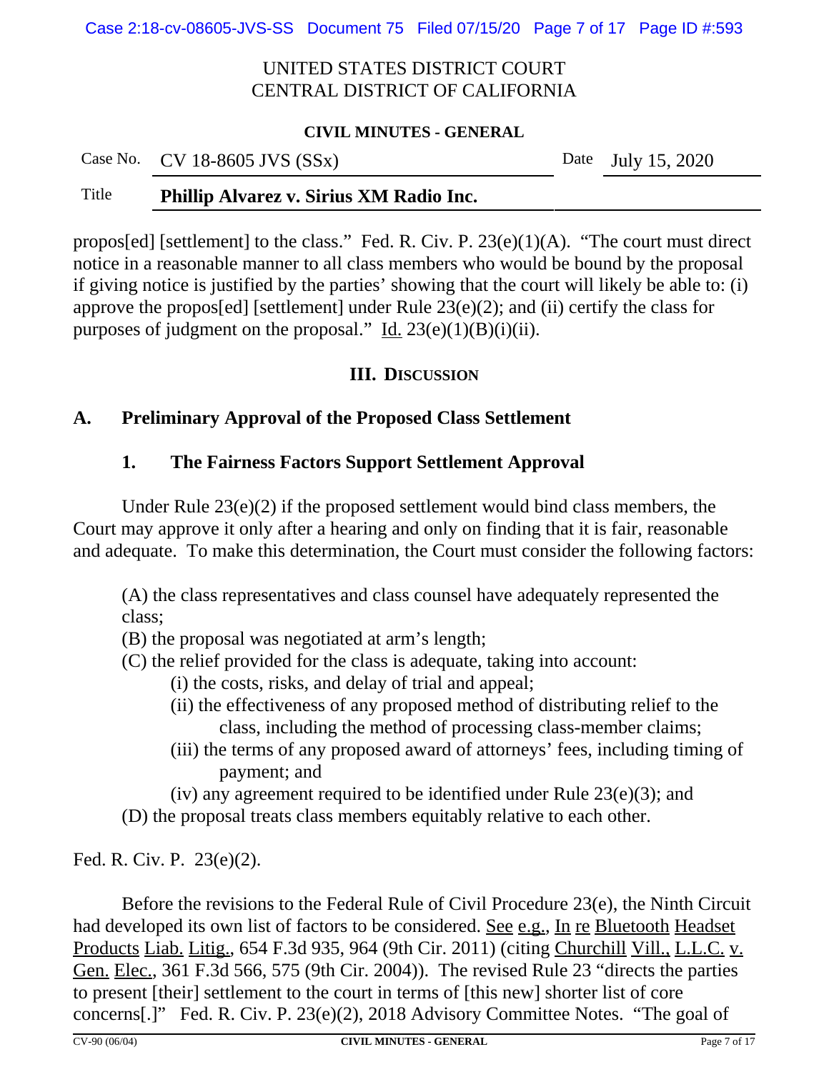UNITED STATES DISTRICT COURT
CENTRAL DISTRICT OF CALIFORNIA

**CIVIL MINUTES - GENERAL**

| Case No. | CV 18-8605 JVS (SSx) | Date | July 15, 2020 |
|---|---|---|---|
| Title | **Phillip Alvarez v. Sirius XM Radio Inc.** | | |

propos[ed] [settlement] to the class." Fed. R. Civ. P. 23(e)(1)(A). "The court must direct notice in a reasonable manner to all class members who would be bound by the proposal if giving notice is justified by the parties' showing that the court will likely be able to: (i) approve the propos[ed] [settlement] under Rule 23(e)(2); and (ii) certify the class for purposes of judgment on the proposal." Id. 23(e)(1)(B)(i)(ii).

## III. Discussion

### A. Preliminary Approval of the Proposed Class Settlement

#### 1. The Fairness Factors Support Settlement Approval

Under Rule 23(e)(2) if the proposed settlement would bind class members, the Court may approve it only after a hearing and only on finding that it is fair, reasonable and adequate. To make this determination, the Court must consider the following factors:

(A) the class representatives and class counsel have adequately represented the class;
(B) the proposal was negotiated at arm's length;
(C) the relief provided for the class is adequate, taking into account:
  (i) the costs, risks, and delay of trial and appeal;
  (ii) the effectiveness of any proposed method of distributing relief to the class, including the method of processing class-member claims;
  (iii) the terms of any proposed award of attorneys' fees, including timing of payment; and
  (iv) any agreement required to be identified under Rule 23(e)(3); and
(D) the proposal treats class members equitably relative to each other.

Fed. R. Civ. P. 23(e)(2).

Before the revisions to the Federal Rule of Civil Procedure 23(e), the Ninth Circuit had developed its own list of factors to be considered. See e.g., In re Bluetooth Headset Products Liab. Litig., 654 F.3d 935, 964 (9th Cir. 2011) (citing Churchill Vill., L.L.C. v. Gen. Elec., 361 F.3d 566, 575 (9th Cir. 2004)). The revised Rule 23 "directs the parties to present [their] settlement to the court in terms of [this new] shorter list of core concerns[.]" Fed. R. Civ. P. 23(e)(2), 2018 Advisory Committee Notes. "The goal of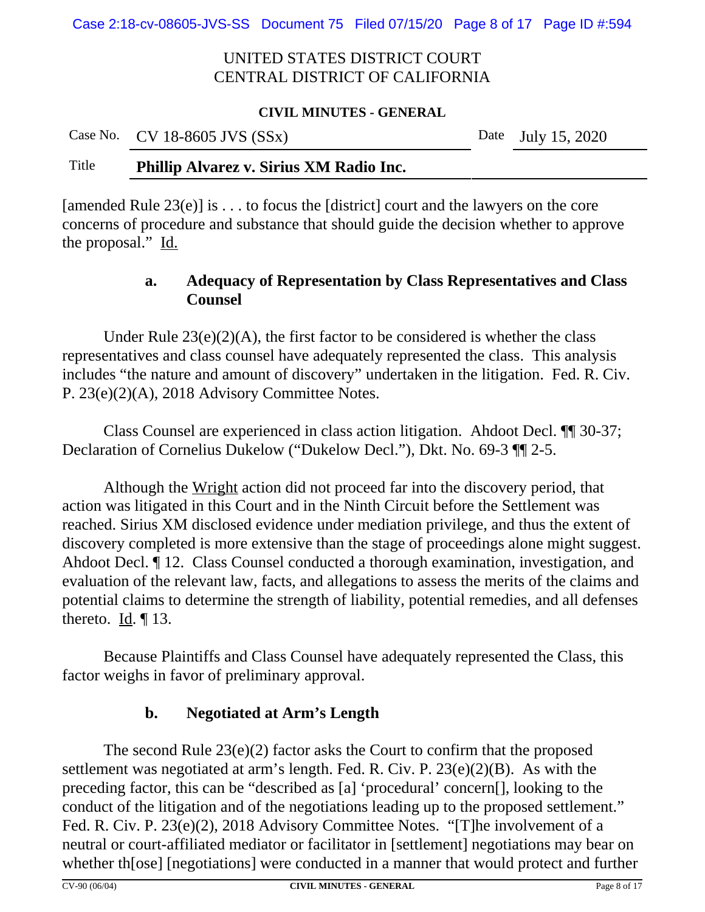[amended Rule 23(e)] is . . . to focus the [district] court and the lawyers on the core concerns of procedure and substance that should guide the decision whether to approve the proposal." Id.

### a. Adequacy of Representation by Class Representatives and Class Counsel

Under Rule 23(e)(2)(A), the first factor to be considered is whether the class representatives and class counsel have adequately represented the class. This analysis includes "the nature and amount of discovery" undertaken in the litigation. Fed. R. Civ. P. 23(e)(2)(A), 2018 Advisory Committee Notes.

Class Counsel are experienced in class action litigation. Ahdoot Decl. ¶¶ 30-37; Declaration of Cornelius Dukelow ("Dukelow Decl."), Dkt. No. 69-3 ¶¶ 2-5.

Although the Wright action did not proceed far into the discovery period, that action was litigated in this Court and in the Ninth Circuit before the Settlement was reached. Sirius XM disclosed evidence under mediation privilege, and thus the extent of discovery completed is more extensive than the stage of proceedings alone might suggest. Ahdoot Decl. ¶ 12. Class Counsel conducted a thorough examination, investigation, and evaluation of the relevant law, facts, and allegations to assess the merits of the claims and potential claims to determine the strength of liability, potential remedies, and all defenses thereto. Id. ¶ 13.

Because Plaintiffs and Class Counsel have adequately represented the Class, this factor weighs in favor of preliminary approval.

### b. Negotiated at Arm's Length

The second Rule 23(e)(2) factor asks the Court to confirm that the proposed settlement was negotiated at arm's length. Fed. R. Civ. P. 23(e)(2)(B). As with the preceding factor, this can be "described as [a] 'procedural' concern[], looking to the conduct of the litigation and of the negotiations leading up to the proposed settlement." Fed. R. Civ. P. 23(e)(2), 2018 Advisory Committee Notes. "[T]he involvement of a neutral or court-affiliated mediator or facilitator in [settlement] negotiations may bear on whether th[ose] [negotiations] were conducted in a manner that would protect and further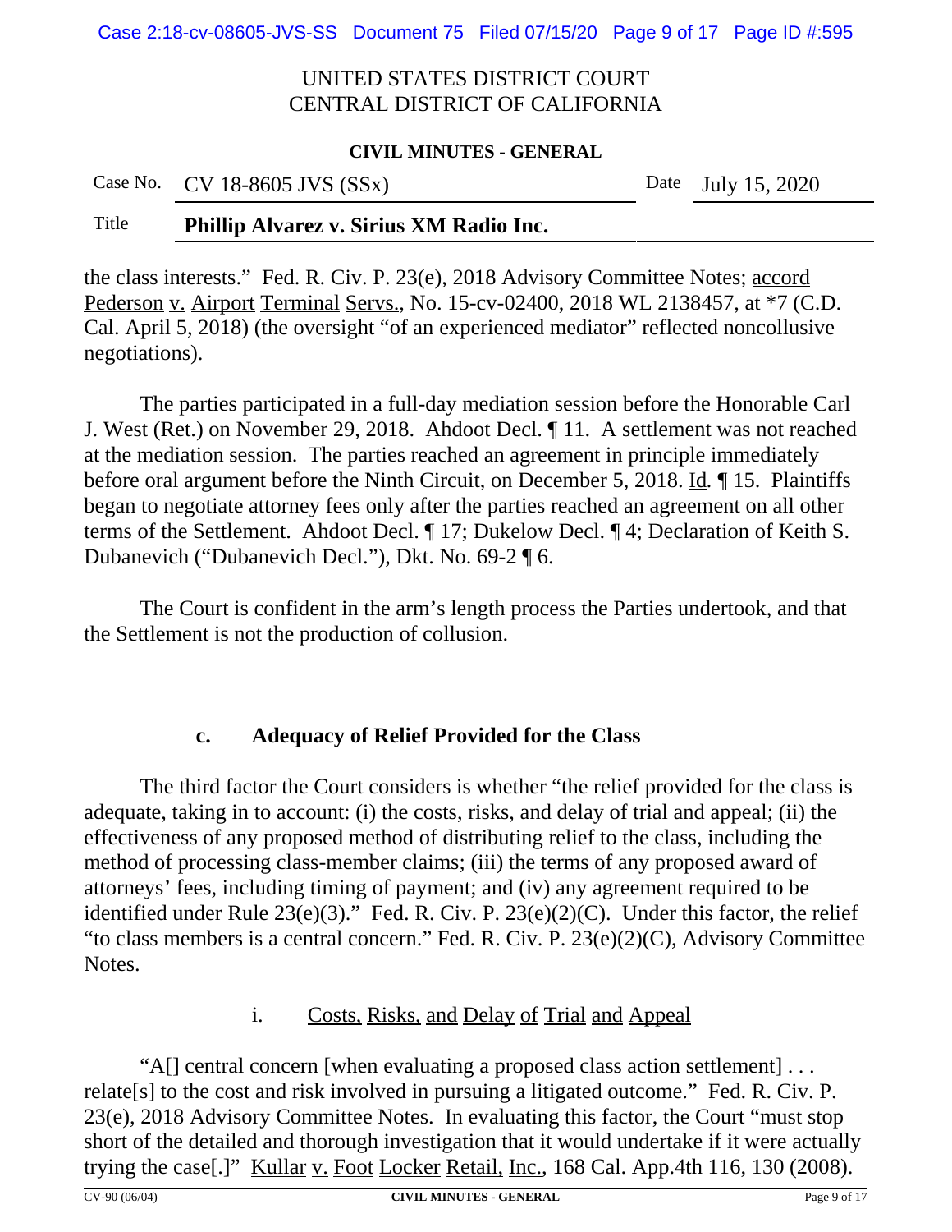the class interests." Fed. R. Civ. P. 23(e), 2018 Advisory Committee Notes; accord Pederson v. Airport Terminal Servs., No. 15-cv-02400, 2018 WL 2138457, at *7 (C.D. Cal. April 5, 2018) (the oversight "of an experienced mediator" reflected noncollusive negotiations).

The parties participated in a full-day mediation session before the Honorable Carl J. West (Ret.) on November 29, 2018. Ahdoot Decl. ¶ 11. A settlement was not reached at the mediation session. The parties reached an agreement in principle immediately before oral argument before the Ninth Circuit, on December 5, 2018. Id. ¶ 15. Plaintiffs began to negotiate attorney fees only after the parties reached an agreement on all other terms of the Settlement. Ahdoot Decl. ¶ 17; Dukelow Decl. ¶ 4; Declaration of Keith S. Dubanevich ("Dubanevich Decl."), Dkt. No. 69-2 ¶ 6.

The Court is confident in the arm's length process the Parties undertook, and that the Settlement is not the production of collusion.

### c. Adequacy of Relief Provided for the Class

The third factor the Court considers is whether "the relief provided for the class is adequate, taking in to account: (i) the costs, risks, and delay of trial and appeal; (ii) the effectiveness of any proposed method of distributing relief to the class, including the method of processing class-member claims; (iii) the terms of any proposed award of attorneys' fees, including timing of payment; and (iv) any agreement required to be identified under Rule 23(e)(3)." Fed. R. Civ. P. 23(e)(2)(C). Under this factor, the relief "to class members is a central concern." Fed. R. Civ. P. 23(e)(2)(C), Advisory Committee Notes.

#### i. Costs, Risks, and Delay of Trial and Appeal

"A[] central concern [when evaluating a proposed class action settlement] . . . relate[s] to the cost and risk involved in pursuing a litigated outcome." Fed. R. Civ. P. 23(e), 2018 Advisory Committee Notes. In evaluating this factor, the Court "must stop short of the detailed and thorough investigation that it would undertake if it were actually trying the case[.]" Kullar v. Foot Locker Retail, Inc., 168 Cal. App.4th 116, 130 (2008).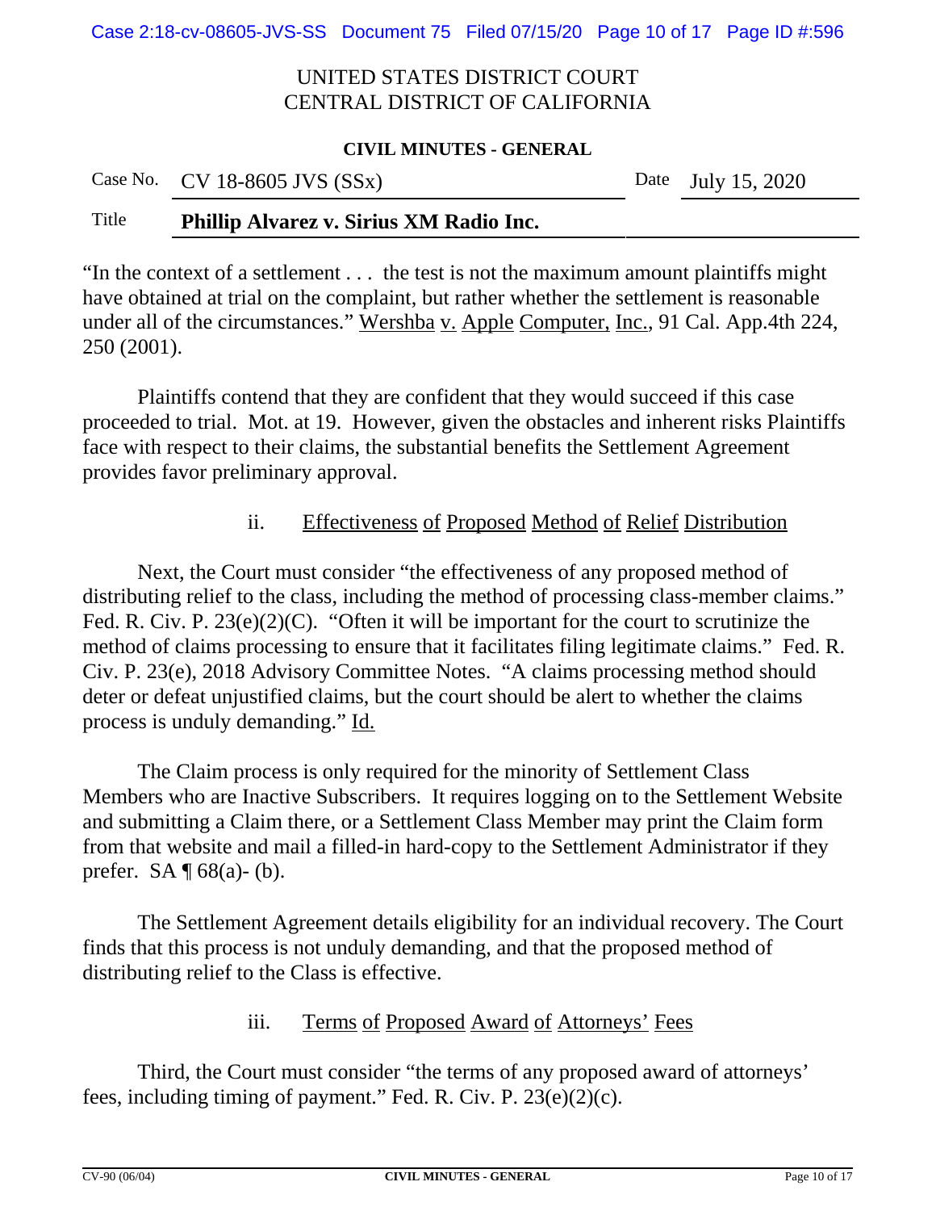"In the context of a settlement . . . the test is not the maximum amount plaintiffs might have obtained at trial on the complaint, but rather whether the settlement is reasonable under all of the circumstances." Wershba v. Apple Computer, Inc., 91 Cal. App.4th 224, 250 (2001).

Plaintiffs contend that they are confident that they would succeed if this case proceeded to trial. Mot. at 19. However, given the obstacles and inherent risks Plaintiffs face with respect to their claims, the substantial benefits the Settlement Agreement provides favor preliminary approval.

ii. Effectiveness of Proposed Method of Relief Distribution

Next, the Court must consider "the effectiveness of any proposed method of distributing relief to the class, including the method of processing class-member claims." Fed. R. Civ. P. 23(e)(2)(C). "Often it will be important for the court to scrutinize the method of claims processing to ensure that it facilitates filing legitimate claims." Fed. R. Civ. P. 23(e), 2018 Advisory Committee Notes. "A claims processing method should deter or defeat unjustified claims, but the court should be alert to whether the claims process is unduly demanding." Id.

The Claim process is only required for the minority of Settlement Class Members who are Inactive Subscribers. It requires logging on to the Settlement Website and submitting a Claim there, or a Settlement Class Member may print the Claim form from that website and mail a filled-in hard-copy to the Settlement Administrator if they prefer. SA ¶ 68(a)- (b).

The Settlement Agreement details eligibility for an individual recovery. The Court finds that this process is not unduly demanding, and that the proposed method of distributing relief to the Class is effective.

iii. Terms of Proposed Award of Attorneys' Fees

Third, the Court must consider "the terms of any proposed award of attorneys' fees, including timing of payment." Fed. R. Civ. P. 23(e)(2)(c).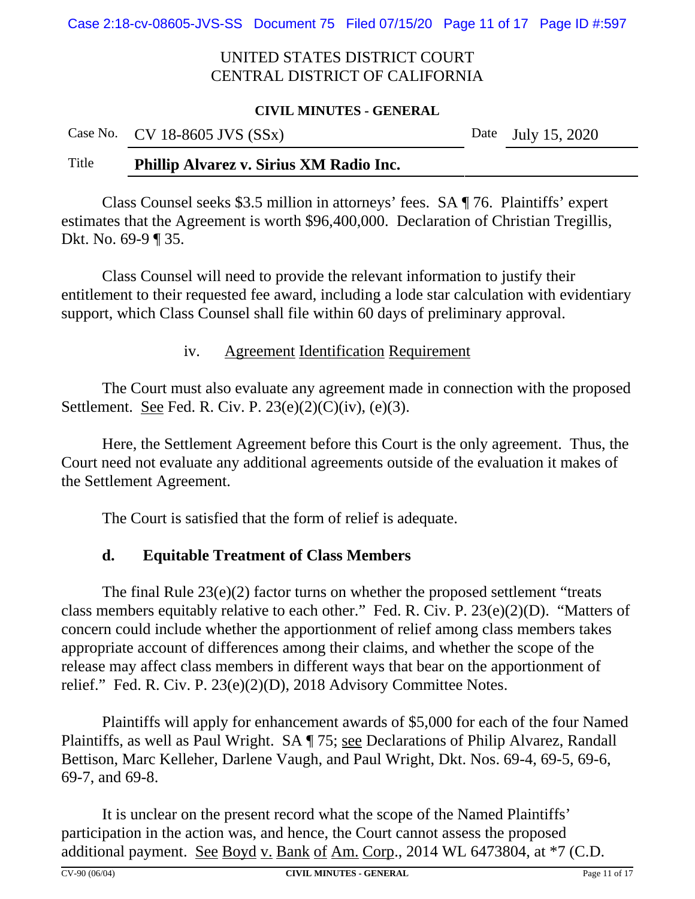UNITED STATES DISTRICT COURT
CENTRAL DISTRICT OF CALIFORNIA

**CIVIL MINUTES - GENERAL**

| Case No. | CV 18-8605 JVS (SSx) | Date | July 15, 2020 |
|---|---|---|---|
| Title | **Phillip Alvarez v. Sirius XM Radio Inc.** | | |

Class Counsel seeks $3.5 million in attorneys' fees. SA ¶ 76. Plaintiffs' expert estimates that the Agreement is worth $96,400,000. Declaration of Christian Tregillis, Dkt. No. 69-9 ¶ 35.

Class Counsel will need to provide the relevant information to justify their entitlement to their requested fee award, including a lode star calculation with evidentiary support, which Class Counsel shall file within 60 days of preliminary approval.

iv. Agreement Identification Requirement

The Court must also evaluate any agreement made in connection with the proposed Settlement. See Fed. R. Civ. P. 23(e)(2)(C)(iv), (e)(3).

Here, the Settlement Agreement before this Court is the only agreement. Thus, the Court need not evaluate any additional agreements outside of the evaluation it makes of the Settlement Agreement.

The Court is satisfied that the form of relief is adequate.

### d. Equitable Treatment of Class Members

The final Rule 23(e)(2) factor turns on whether the proposed settlement "treats class members equitably relative to each other." Fed. R. Civ. P. 23(e)(2)(D). "Matters of concern could include whether the apportionment of relief among class members takes appropriate account of differences among their claims, and whether the scope of the release may affect class members in different ways that bear on the apportionment of relief." Fed. R. Civ. P. 23(e)(2)(D), 2018 Advisory Committee Notes.

Plaintiffs will apply for enhancement awards of $5,000 for each of the four Named Plaintiffs, as well as Paul Wright. SA ¶ 75; see Declarations of Philip Alvarez, Randall Bettison, Marc Kelleher, Darlene Vaugh, and Paul Wright, Dkt. Nos. 69-4, 69-5, 69-6, 69-7, and 69-8.

It is unclear on the present record what the scope of the Named Plaintiffs' participation in the action was, and hence, the Court cannot assess the proposed additional payment. See Boyd v. Bank of Am. Corp., 2014 WL 6473804, at *7 (C.D.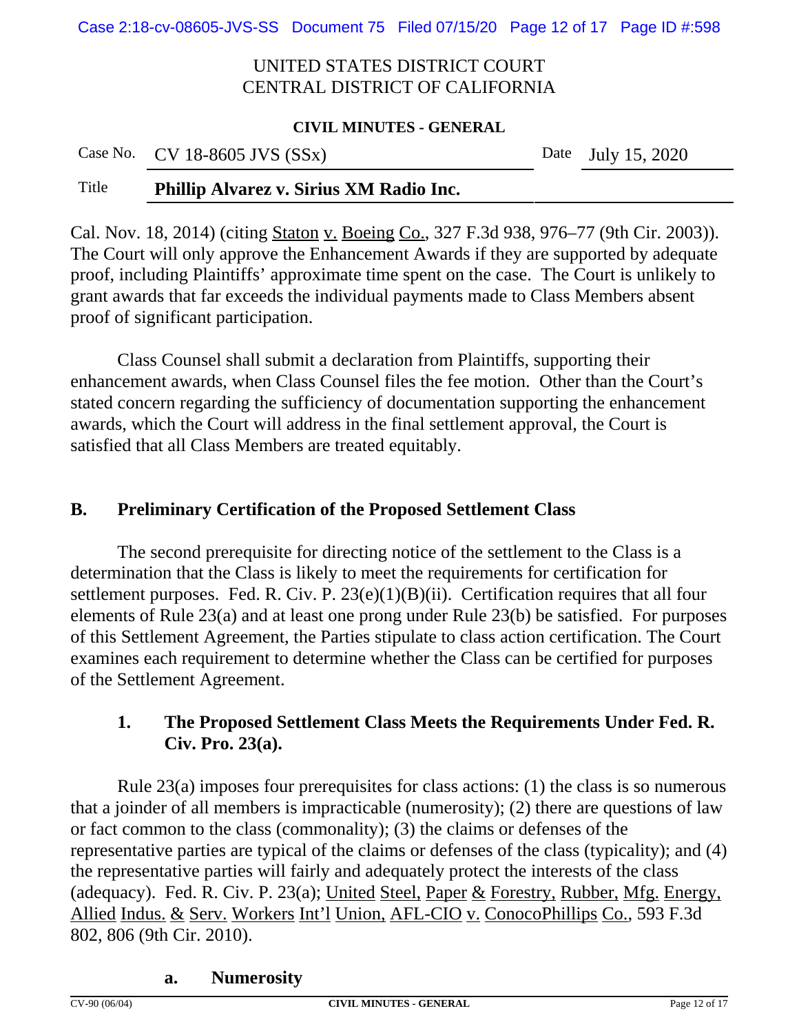Cal. Nov. 18, 2014) (citing Staton v. Boeing Co., 327 F.3d 938, 976–77 (9th Cir. 2003)). The Court will only approve the Enhancement Awards if they are supported by adequate proof, including Plaintiffs' approximate time spent on the case. The Court is unlikely to grant awards that far exceeds the individual payments made to Class Members absent proof of significant participation.

Class Counsel shall submit a declaration from Plaintiffs, supporting their enhancement awards, when Class Counsel files the fee motion. Other than the Court's stated concern regarding the sufficiency of documentation supporting the enhancement awards, which the Court will address in the final settlement approval, the Court is satisfied that all Class Members are treated equitably.

### B. Preliminary Certification of the Proposed Settlement Class

The second prerequisite for directing notice of the settlement to the Class is a determination that the Class is likely to meet the requirements for certification for settlement purposes. Fed. R. Civ. P. 23(e)(1)(B)(ii). Certification requires that all four elements of Rule 23(a) and at least one prong under Rule 23(b) be satisfied. For purposes of this Settlement Agreement, the Parties stipulate to class action certification. The Court examines each requirement to determine whether the Class can be certified for purposes of the Settlement Agreement.

#### 1. The Proposed Settlement Class Meets the Requirements Under Fed. R. Civ. Pro. 23(a).

Rule 23(a) imposes four prerequisites for class actions: (1) the class is so numerous that a joinder of all members is impracticable (numerosity); (2) there are questions of law or fact common to the class (commonality); (3) the claims or defenses of the representative parties are typical of the claims or defenses of the class (typicality); and (4) the representative parties will fairly and adequately protect the interests of the class (adequacy). Fed. R. Civ. P. 23(a); United Steel, Paper & Forestry, Rubber, Mfg. Energy, Allied Indus. & Serv. Workers Int'l Union, AFL-CIO v. ConocoPhillips Co., 593 F.3d 802, 806 (9th Cir. 2010).

##### a. Numerosity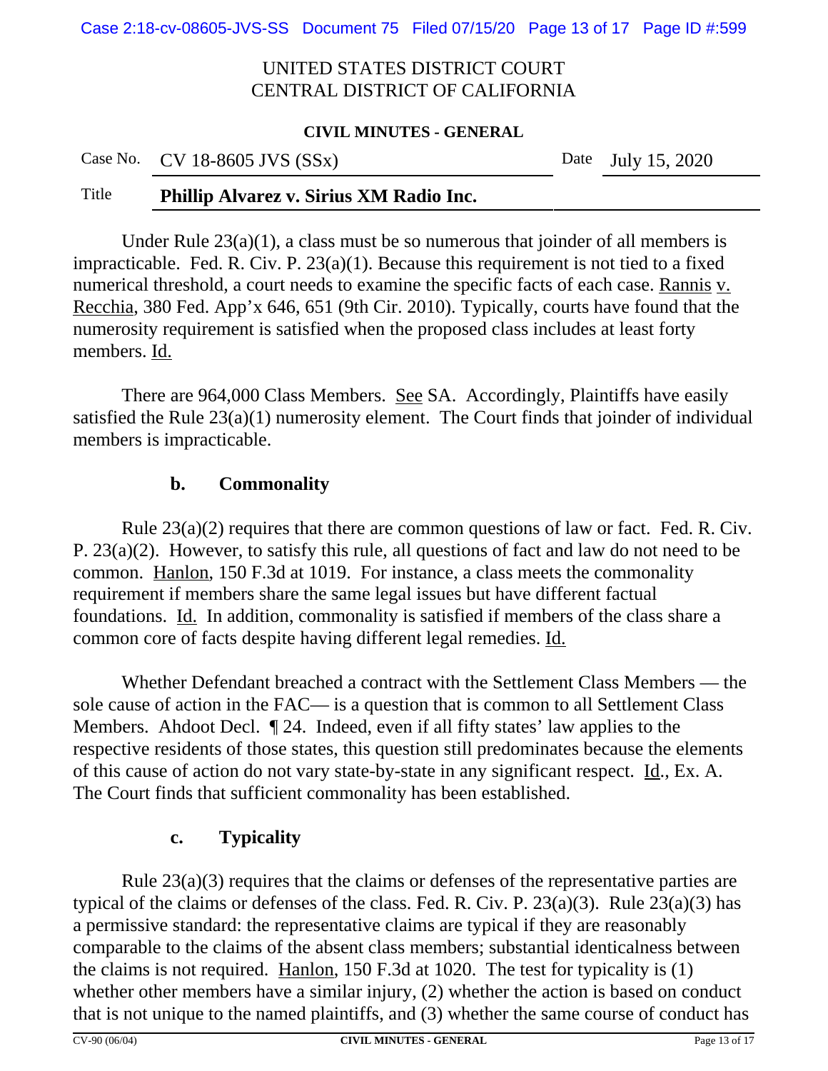Under Rule 23(a)(1), a class must be so numerous that joinder of all members is impracticable. Fed. R. Civ. P. 23(a)(1). Because this requirement is not tied to a fixed numerical threshold, a court needs to examine the specific facts of each case. Rannis v. Recchia, 380 Fed. App'x 646, 651 (9th Cir. 2010). Typically, courts have found that the numerosity requirement is satisfied when the proposed class includes at least forty members. Id.

There are 964,000 Class Members. See SA. Accordingly, Plaintiffs have easily satisfied the Rule 23(a)(1) numerosity element. The Court finds that joinder of individual members is impracticable.

#### b. Commonality

Rule 23(a)(2) requires that there are common questions of law or fact. Fed. R. Civ. P. 23(a)(2). However, to satisfy this rule, all questions of fact and law do not need to be common. Hanlon, 150 F.3d at 1019. For instance, a class meets the commonality requirement if members share the same legal issues but have different factual foundations. Id. In addition, commonality is satisfied if members of the class share a common core of facts despite having different legal remedies. Id.

Whether Defendant breached a contract with the Settlement Class Members — the sole cause of action in the FAC— is a question that is common to all Settlement Class Members. Ahdoot Decl. ¶ 24. Indeed, even if all fifty states' law applies to the respective residents of those states, this question still predominates because the elements of this cause of action do not vary state-by-state in any significant respect. Id., Ex. A. The Court finds that sufficient commonality has been established.

#### c. Typicality

Rule 23(a)(3) requires that the claims or defenses of the representative parties are typical of the claims or defenses of the class. Fed. R. Civ. P. 23(a)(3). Rule 23(a)(3) has a permissive standard: the representative claims are typical if they are reasonably comparable to the claims of the absent class members; substantial identicalness between the claims is not required. Hanlon, 150 F.3d at 1020. The test for typicality is (1) whether other members have a similar injury, (2) whether the action is based on conduct that is not unique to the named plaintiffs, and (3) whether the same course of conduct has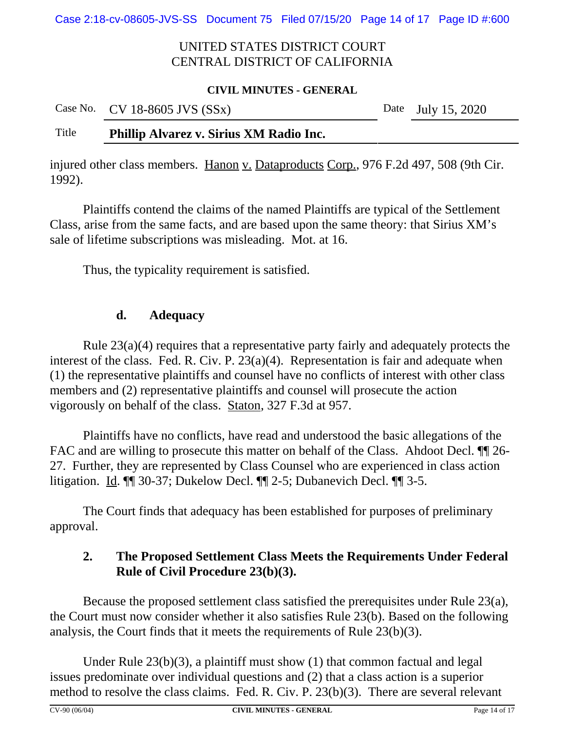injured other class members. Hanon v. Dataproducts Corp., 976 F.2d 497, 508 (9th Cir. 1992).

Plaintiffs contend the claims of the named Plaintiffs are typical of the Settlement Class, arise from the same facts, and are based upon the same theory: that Sirius XM's sale of lifetime subscriptions was misleading. Mot. at 16.

Thus, the typicality requirement is satisfied.

### d. Adequacy

Rule 23(a)(4) requires that a representative party fairly and adequately protects the interest of the class. Fed. R. Civ. P. 23(a)(4). Representation is fair and adequate when (1) the representative plaintiffs and counsel have no conflicts of interest with other class members and (2) representative plaintiffs and counsel will prosecute the action vigorously on behalf of the class. Staton, 327 F.3d at 957.

Plaintiffs have no conflicts, have read and understood the basic allegations of the FAC and are willing to prosecute this matter on behalf of the Class. Ahdoot Decl. ¶¶ 26-27. Further, they are represented by Class Counsel who are experienced in class action litigation. Id. ¶¶ 30-37; Dukelow Decl. ¶¶ 2-5; Dubanevich Decl. ¶¶ 3-5.

The Court finds that adequacy has been established for purposes of preliminary approval.

## 2. The Proposed Settlement Class Meets the Requirements Under Federal Rule of Civil Procedure 23(b)(3).

Because the proposed settlement class satisfied the prerequisites under Rule 23(a), the Court must now consider whether it also satisfies Rule 23(b). Based on the following analysis, the Court finds that it meets the requirements of Rule 23(b)(3).

Under Rule 23(b)(3), a plaintiff must show (1) that common factual and legal issues predominate over individual questions and (2) that a class action is a superior method to resolve the class claims. Fed. R. Civ. P. 23(b)(3). There are several relevant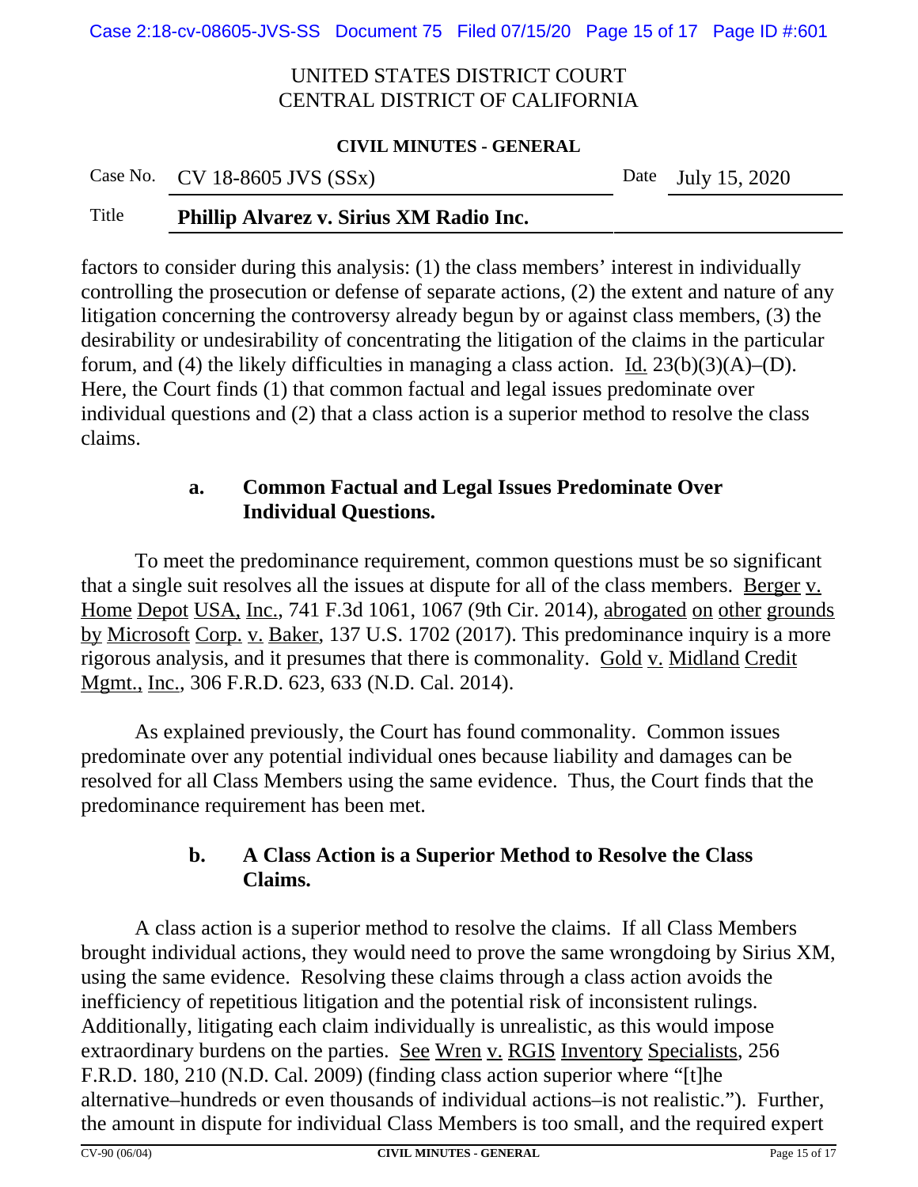factors to consider during this analysis: (1) the class members' interest in individually controlling the prosecution or defense of separate actions, (2) the extent and nature of any litigation concerning the controversy already begun by or against class members, (3) the desirability or undesirability of concentrating the litigation of the claims in the particular forum, and (4) the likely difficulties in managing a class action. Id. 23(b)(3)(A)–(D). Here, the Court finds (1) that common factual and legal issues predominate over individual questions and (2) that a class action is a superior method to resolve the class claims.

### a. Common Factual and Legal Issues Predominate Over Individual Questions.

To meet the predominance requirement, common questions must be so significant that a single suit resolves all the issues at dispute for all of the class members. Berger v. Home Depot USA, Inc., 741 F.3d 1061, 1067 (9th Cir. 2014), abrogated on other grounds by Microsoft Corp. v. Baker, 137 U.S. 1702 (2017). This predominance inquiry is a more rigorous analysis, and it presumes that there is commonality. Gold v. Midland Credit Mgmt., Inc., 306 F.R.D. 623, 633 (N.D. Cal. 2014).

As explained previously, the Court has found commonality. Common issues predominate over any potential individual ones because liability and damages can be resolved for all Class Members using the same evidence. Thus, the Court finds that the predominance requirement has been met.

### b. A Class Action is a Superior Method to Resolve the Class Claims.

A class action is a superior method to resolve the claims. If all Class Members brought individual actions, they would need to prove the same wrongdoing by Sirius XM, using the same evidence. Resolving these claims through a class action avoids the inefficiency of repetitious litigation and the potential risk of inconsistent rulings. Additionally, litigating each claim individually is unrealistic, as this would impose extraordinary burdens on the parties. See Wren v. RGIS Inventory Specialists, 256 F.R.D. 180, 210 (N.D. Cal. 2009) (finding class action superior where "[t]he alternative–hundreds or even thousands of individual actions–is not realistic."). Further, the amount in dispute for individual Class Members is too small, and the required expert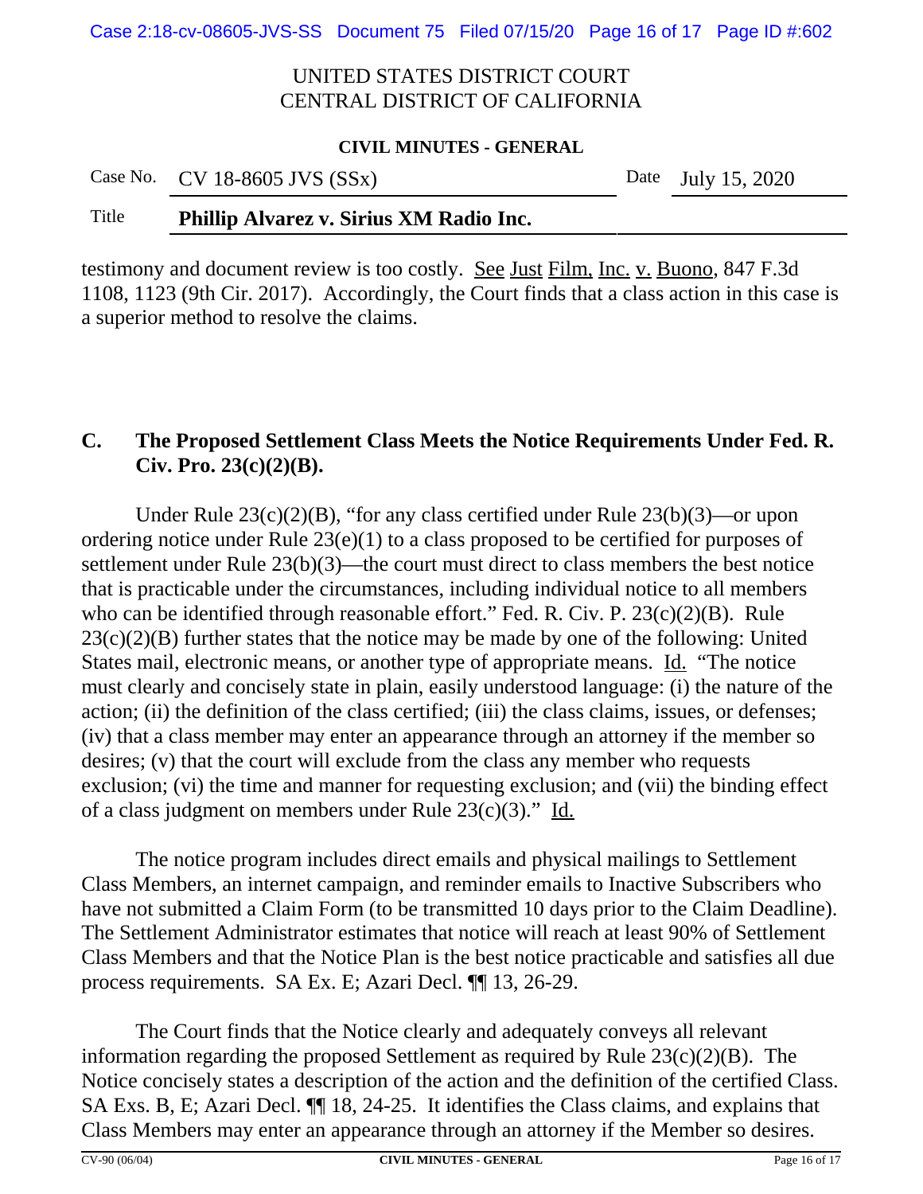testimony and document review is too costly. See Just Film, Inc. v. Buono, 847 F.3d 1108, 1123 (9th Cir. 2017). Accordingly, the Court finds that a class action in this case is a superior method to resolve the claims.

### C. The Proposed Settlement Class Meets the Notice Requirements Under Fed. R. Civ. Pro. 23(c)(2)(B).

Under Rule 23(c)(2)(B), "for any class certified under Rule 23(b)(3)—or upon ordering notice under Rule 23(e)(1) to a class proposed to be certified for purposes of settlement under Rule 23(b)(3)—the court must direct to class members the best notice that is practicable under the circumstances, including individual notice to all members who can be identified through reasonable effort." Fed. R. Civ. P. 23(c)(2)(B). Rule 23(c)(2)(B) further states that the notice may be made by one of the following: United States mail, electronic means, or another type of appropriate means. Id. "The notice must clearly and concisely state in plain, easily understood language: (i) the nature of the action; (ii) the definition of the class certified; (iii) the class claims, issues, or defenses; (iv) that a class member may enter an appearance through an attorney if the member so desires; (v) that the court will exclude from the class any member who requests exclusion; (vi) the time and manner for requesting exclusion; and (vii) the binding effect of a class judgment on members under Rule 23(c)(3)." Id.

The notice program includes direct emails and physical mailings to Settlement Class Members, an internet campaign, and reminder emails to Inactive Subscribers who have not submitted a Claim Form (to be transmitted 10 days prior to the Claim Deadline). The Settlement Administrator estimates that notice will reach at least 90% of Settlement Class Members and that the Notice Plan is the best notice practicable and satisfies all due process requirements. SA Ex. E; Azari Decl. ¶¶ 13, 26-29.

The Court finds that the Notice clearly and adequately conveys all relevant information regarding the proposed Settlement as required by Rule 23(c)(2)(B). The Notice concisely states a description of the action and the definition of the certified Class. SA Exs. B, E; Azari Decl. ¶¶ 18, 24-25. It identifies the Class claims, and explains that Class Members may enter an appearance through an attorney if the Member so desires.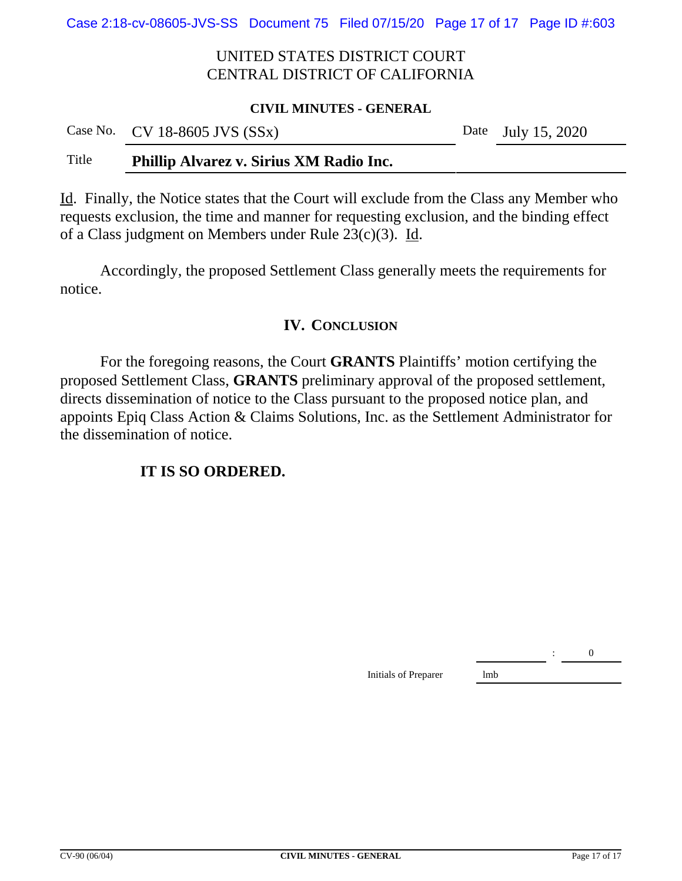UNITED STATES DISTRICT COURT
CENTRAL DISTRICT OF CALIFORNIA

**CIVIL MINUTES - GENERAL**

| | | | |
|---|---|---|---|
| Case No. | CV 18-8605 JVS (SSx) | Date | July 15, 2020 |
| Title | **Phillip Alvarez v. Sirius XM Radio Inc.** | | |

Id. Finally, the Notice states that the Court will exclude from the Class any Member who requests exclusion, the time and manner for requesting exclusion, and the binding effect of a Class judgment on Members under Rule 23(c)(3). Id.

Accordingly, the proposed Settlement Class generally meets the requirements for notice.

## IV. CONCLUSION

For the foregoing reasons, the Court **GRANTS** Plaintiffs' motion certifying the proposed Settlement Class, **GRANTS** preliminary approval of the proposed settlement, directs dissemination of notice to the Class pursuant to the proposed notice plan, and appoints Epiq Class Action & Claims Solutions, Inc. as the Settlement Administrator for the dissemination of notice.

**IT IS SO ORDERED.**

: 0

Initials of Preparer lmb